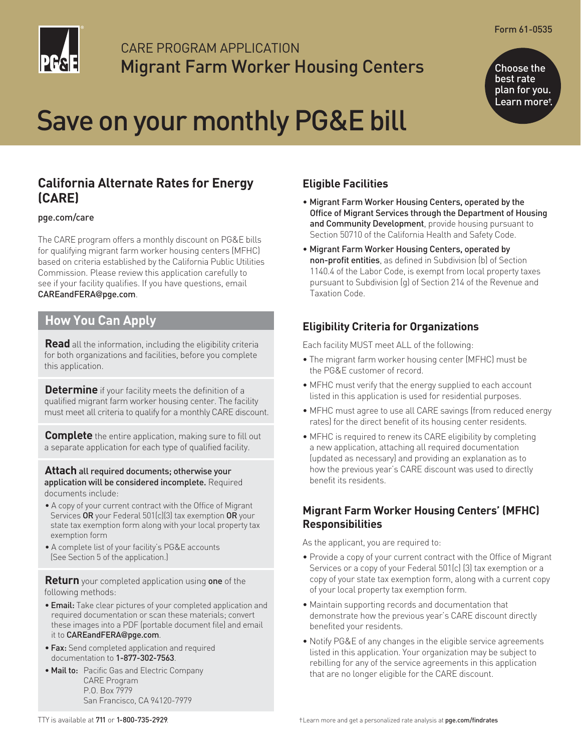Form 61-0535

CARE PROGRAM APPLICATION

# Migrant Farm Worker Housing Centers

Choose the best rate plan for you. Learn more†.

# Save on your monthly PG&E bill

## California Alternate Rates for Energy (CARE)

pge.com/care

The CARE program offers a monthly discount on PG&E bills for qualifying migrant farm worker housing centers (MFHC) based on criteria established by the California Public Utilities Commission. Please review this application carefully to see if your facility qualifies. If you have questions, email CAREandFERA@pge.com.

## How You Can Apply

**Read** all the information, including the eligibility criteria for both organizations and facilities, before you complete this application.

**Determine** if your facility meets the definition of a qualified migrant farm worker housing center. The facility must meet all criteria to qualify for a monthly CARE discount.

**Complete** the entire application, making sure to fill out a separate application for each type of qualified facility.

**Attach** all required documents; otherwise your application will be considered incomplete. Required documents include:

- A copy of your current contract with the Office of Migrant Services **OR** your Federal 501(c)(3) tax exemption **OR** your state tax exemption form along with your local property tax exemption form
- A complete list of your facility's PG&E accounts (See Section 5 of the application.)

**Return** your completed application using **one** of the following methods:

- **Email:** Take clear pictures of your completed application and required documentation or scan these materials; convert these images into a PDF (portable document file) and email it to CAREandFERA@pge.com.
- **Fax:** Send completed application and required documentation to 1-877-302-7563.
- **Mail to:** Pacific Gas and Electric Company
  CARE Program
  P.O. Box 7979
  San Francisco, CA 94120-7979

## Eligible Facilities

- **Migrant Farm Worker Housing Centers, operated by the Office of Migrant Services through the Department of Housing and Community Development**, provide housing pursuant to Section 50710 of the California Health and Safety Code.
- **Migrant Farm Worker Housing Centers, operated by non-profit entities**, as defined in Subdivision (b) of Section 1140.4 of the Labor Code, is exempt from local property taxes pursuant to Subdivision (g) of Section 214 of the Revenue and Taxation Code.

## Eligibility Criteria for Organizations

Each facility MUST meet ALL of the following:

- The migrant farm worker housing center (MFHC) must be the PG&E customer of record.
- MFHC must verify that the energy supplied to each account listed in this application is used for residential purposes.
- MFHC must agree to use all CARE savings (from reduced energy rates) for the direct benefit of its housing center residents.
- MFHC is required to renew its CARE eligibility by completing a new application, attaching all required documentation (updated as necessary) and providing an explanation as to how the previous year's CARE discount was used to directly benefit its residents.

## Migrant Farm Worker Housing Centers' (MFHC) Responsibilities

As the applicant, you are required to:

- Provide a copy of your current contract with the Office of Migrant Services or a copy of your Federal 501(c) (3) tax exemption or a copy of your state tax exemption form, along with a current copy of your local property tax exemption form.
- Maintain supporting records and documentation that demonstrate how the previous year's CARE discount directly benefited your residents.
- Notify PG&E of any changes in the eligible service agreements listed in this application. Your organization may be subject to rebilling for any of the service agreements in this application that are no longer eligible for the CARE discount.

TTY is available at 711 or 1-800-735-2929.

†Learn more and get a personalized rate analysis at **pge.com/findrates**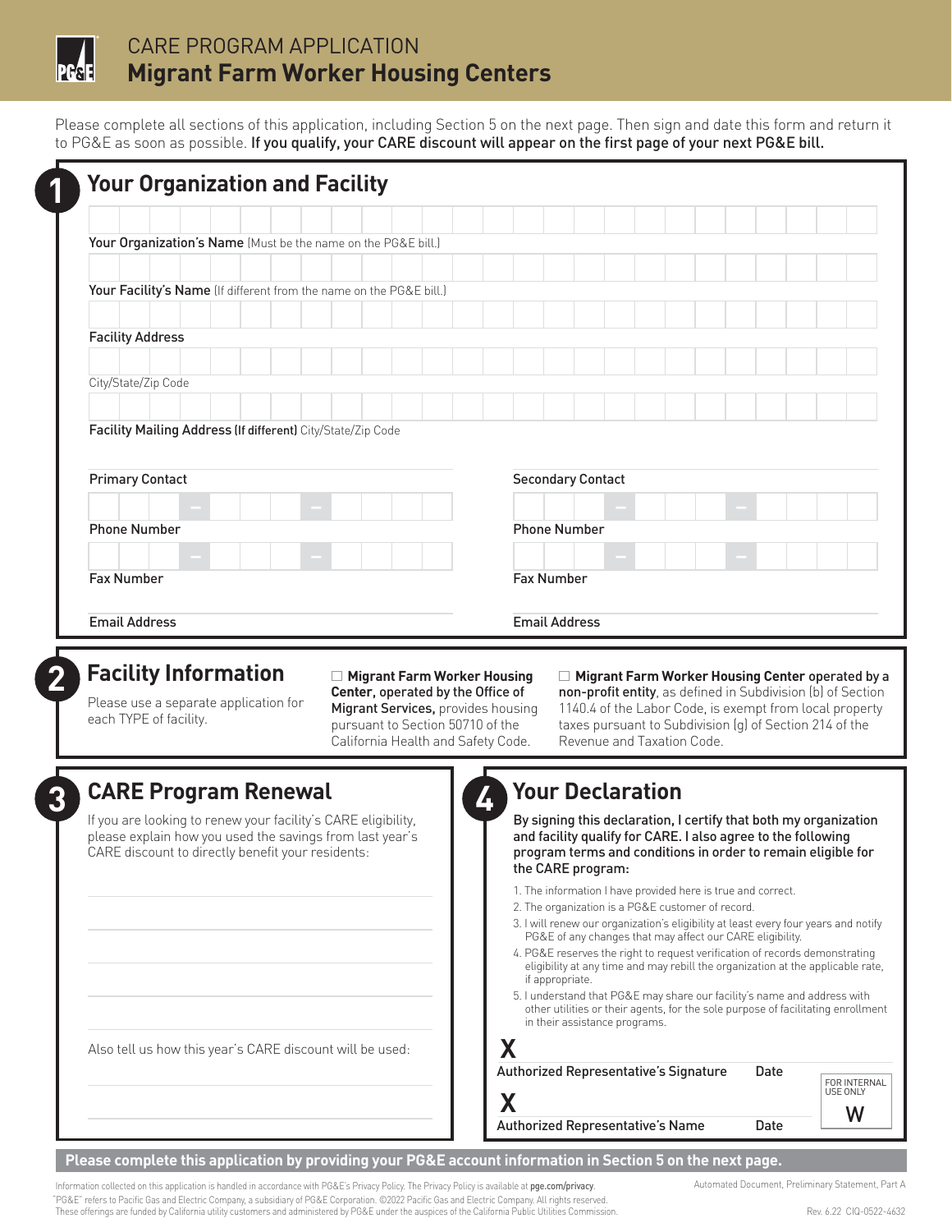# CARE PROGRAM APPLICATION
## Migrant Farm Worker Housing Centers

Please complete all sections of this application, including Section 5 on the next page. Then sign and date this form and return it to PG&E as soon as possible. **If you qualify, your CARE discount will appear on the first page of your next PG&E bill.**

## 1 Your Organization and Facility

**Your Organization's Name** (Must be the name on the PG&E bill.)

**Your Facility's Name** (If different from the name on the PG&E bill.)

**Facility Address**

City/State/Zip Code

**Facility Mailing Address (If different)** City/State/Zip Code

| Primary Contact | Secondary Contact |
| --- | --- |
| Phone Number | Phone Number |
| Fax Number | Fax Number |
| Email Address | Email Address |

## 2 Facility Information

Please use a separate application for each TYPE of facility.

☐ **Migrant Farm Worker Housing Center,** operated by the **Office of Migrant Services,** provides housing pursuant to Section 50710 of the California Health and Safety Code.

☐ **Migrant Farm Worker Housing Center** operated by a **non-profit entity**, as defined in Subdivision (b) of Section 1140.4 of the Labor Code, is exempt from local property taxes pursuant to Subdivision (g) of Section 214 of the Revenue and Taxation Code.

## 3 CARE Program Renewal

If you are looking to renew your facility's CARE eligibility, please explain how you used the savings from last year's CARE discount to directly benefit your residents:

Also tell us how this year's CARE discount will be used:

## 4 Your Declaration

**By signing this declaration, I certify that both my organization and facility qualify for CARE. I also agree to the following program terms and conditions in order to remain eligible for the CARE program:**

1. The information I have provided here is true and correct.
2. The organization is a PG&E customer of record.
3. I will renew our organization's eligibility at least every four years and notify PG&E of any changes that may affect our CARE eligibility.
4. PG&E reserves the right to request verification of records demonstrating eligibility at any time and may rebill the organization at the applicable rate, if appropriate.
5. I understand that PG&E may share our facility's name and address with other utilities or their agents, for the sole purpose of facilitating enrollment in their assistance programs.

X
Authorized Representative's Signature — Date

X
Authorized Representative's Name — Date

FOR INTERNAL USE ONLY
W

**Please complete this application by providing your PG&E account information in Section 5 on the next page.**

Information collected on this application is handled in accordance with PG&E's Privacy Policy. The Privacy Policy is available at **pge.com/privacy**.
"PG&E" refers to Pacific Gas and Electric Company, a subsidiary of PG&E Corporation. ©2022 Pacific Gas and Electric Company. All rights reserved.
These offerings are funded by California utility customers and administered by PG&E under the auspices of the California Public Utilities Commission.

Automated Document, Preliminary Statement, Part A

Rev. 6.22 CIQ-0522-4632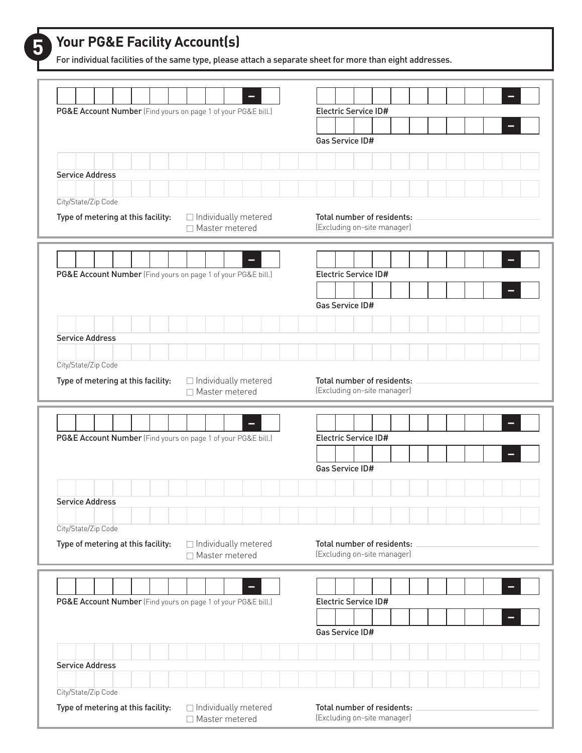## 5 Your PG&E Facility Account(s)

For individual facilities of the same type, please attach a separate sheet for more than eight addresses.

**PG&E Account Number** (Find yours on page 1 of your PG&E bill.)

**Electric Service ID#**

**Gas Service ID#**

**Service Address**

City/State/Zip Code

**Type of metering at this facility:** ☐ Individually metered ☐ Master metered

**Total number of residents:** ____________________
(Excluding on-site manager)

---

**PG&E Account Number** (Find yours on page 1 of your PG&E bill.)

**Electric Service ID#**

**Gas Service ID#**

**Service Address**

City/State/Zip Code

**Type of metering at this facility:** ☐ Individually metered ☐ Master metered

**Total number of residents:** ____________________
(Excluding on-site manager)

---

**PG&E Account Number** (Find yours on page 1 of your PG&E bill.)

**Electric Service ID#**

**Gas Service ID#**

**Service Address**

City/State/Zip Code

**Type of metering at this facility:** ☐ Individually metered ☐ Master metered

**Total number of residents:** ____________________
(Excluding on-site manager)

---

**PG&E Account Number** (Find yours on page 1 of your PG&E bill.)

**Electric Service ID#**

**Gas Service ID#**

**Service Address**

City/State/Zip Code

**Type of metering at this facility:** ☐ Individually metered ☐ Master metered

**Total number of residents:** ____________________
(Excluding on-site manager)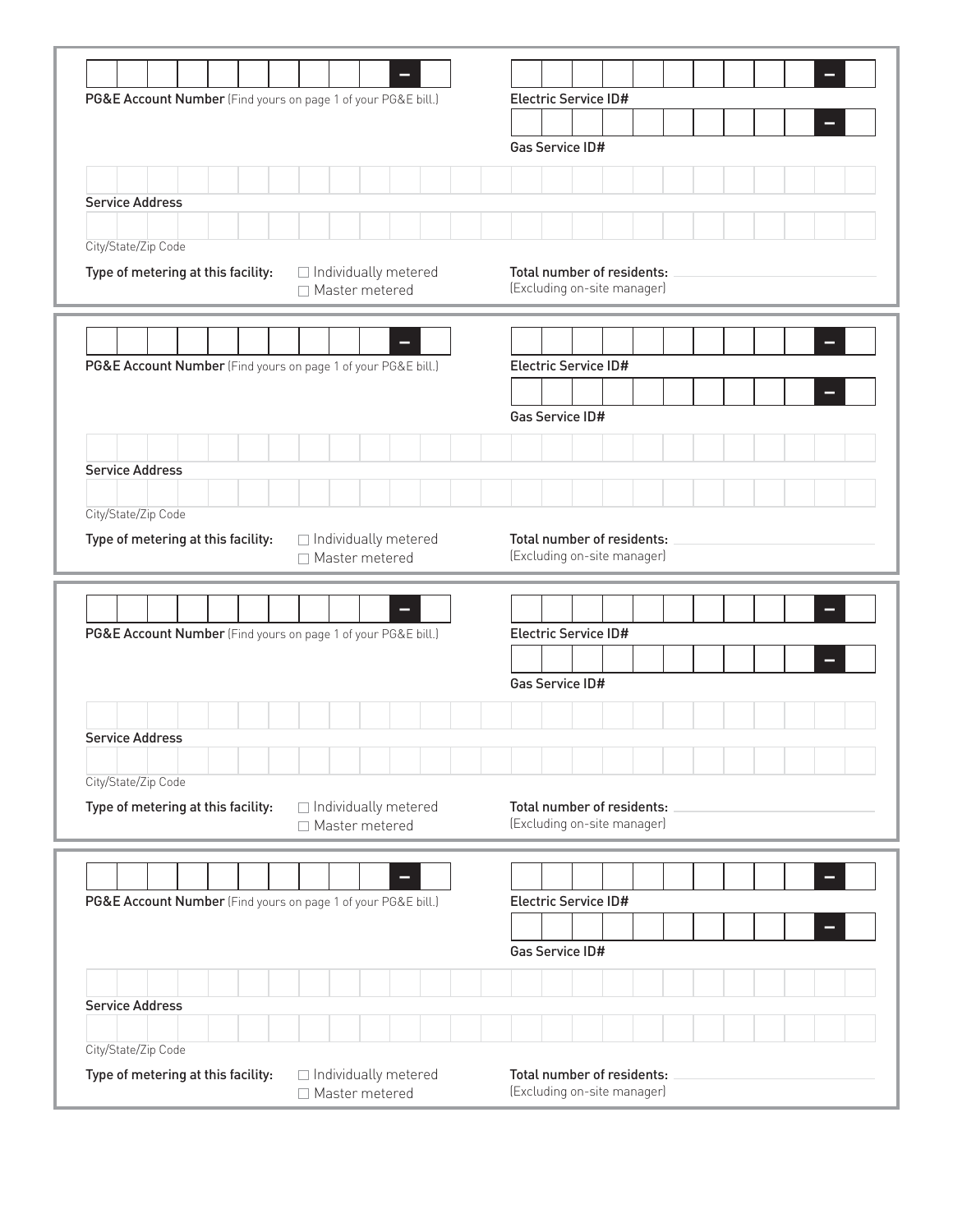PG&E Account Number (Find yours on page 1 of your PG&E bill.)

Electric Service ID#

Gas Service ID#

Service Address

City/State/Zip Code

Type of metering at this facility: ☐ Individually metered ☐ Master metered

Total number of residents: ____________________
(Excluding on-site manager)

---

PG&E Account Number (Find yours on page 1 of your PG&E bill.)

Electric Service ID#

Gas Service ID#

Service Address

City/State/Zip Code

Type of metering at this facility: ☐ Individually metered ☐ Master metered

Total number of residents: ____________________
(Excluding on-site manager)

---

PG&E Account Number (Find yours on page 1 of your PG&E bill.)

Electric Service ID#

Gas Service ID#

Service Address

City/State/Zip Code

Type of metering at this facility: ☐ Individually metered ☐ Master metered

Total number of residents: ____________________
(Excluding on-site manager)

---

PG&E Account Number (Find yours on page 1 of your PG&E bill.)

Electric Service ID#

Gas Service ID#

Service Address

City/State/Zip Code

Type of metering at this facility: ☐ Individually metered ☐ Master metered

Total number of residents: ____________________
(Excluding on-site manager)